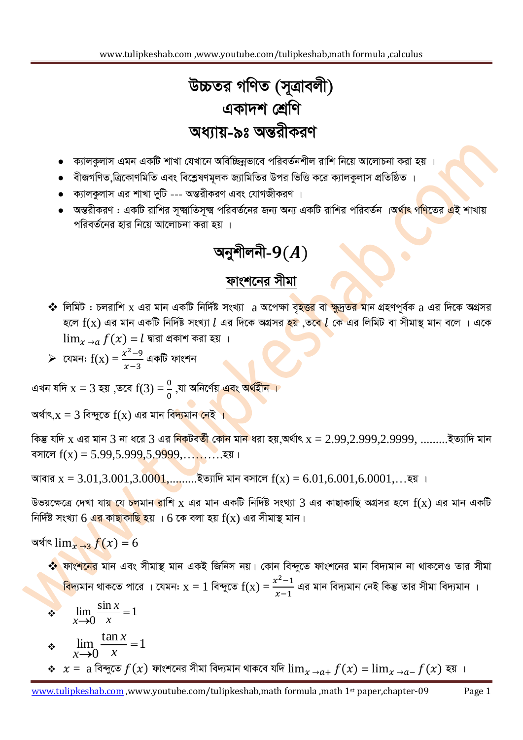# উচ্চতর গণিত (সূত্রাবলী)
# একাদশ শ্রেণি
# অধ্যায়-৯ঃ অন্তরীকরণ

- ক্যালকুলাস এমন একটি শাখা যেখানে অবিচ্ছিন্নভাবে পরিবর্তনশীল রাশি নিয়ে আলোচনা করা হয় ।
- বীজগণিত,ত্রিকোণমিতি এবং বিশ্লেষণমূলক জ্যামিতির উপর ভিত্তি করে ক্যালকুলাস প্রতিষ্ঠিত ।
- ক্যালকুলাস এর শাখা দুটি --- অন্তরীকরণ এবং যোগজীকরণ ।
- অন্তরীকরণ : একটি রাশির সূক্ষ্মাতিসূক্ষ্ম পরিবর্তনের জন্য অন্য একটি রাশির পরিবর্তন ।অর্থাৎ গণিতের এই শাখায় পরিবর্তনের হার নিয়ে আলোচনা করা হয় ।

## অনুশীলনী-9$(A)$

### ফাংশনের সীমা

❖ লিমিট : চলরাশি x এর মান একটি নির্দিষ্ট সংখ্যা a অপেক্ষা বৃহত্তর বা ক্ষুদ্রতর মান গ্রহণপূর্বক a এর দিকে অগ্রসর হলে f(x) এর মান একটি নির্দিষ্ট সংখ্যা $l$ এর দিকে অগ্রসর হয় ,তবে $l$ কে এর লিমিট বা সীমাস্থ মান বলে । একে $\lim_{x\to a} f(x) = l$ দ্বারা প্রকাশ করা হয় ।

➢ যেমন: $f(x) = \frac{x^2-9}{x-3}$ একটি ফাংশন

এখন যদি x = 3 হয় ,তবে $f(3) = \frac{0}{0}$ ,যা অনির্ণেয় এবং অর্থহীন ।

অর্থাৎ,x = 3 বিন্দুতে f(x) এর মান বিদ্যমান নেই ।

কিন্তু যদি x এর মান 3 না ধরে 3 এর নিকটবর্তী কোন মান ধরা হয়,অর্থাৎ x = 2.99,2.999,2.9999, .........ইত্যাদি মান বসালে f(x) = 5.99,5.999,5.9999,……….হয়।

আবার x = 3.01,3.001,3.0001,.........ইত্যাদি মান বসালে f(x) = 6.01,6.001,6.0001,…হয় ।

উভয়ক্ষেত্রে দেখা যায় যে চলমান রাশি x এর মান একটি নির্দিষ্ট সংখ্যা 3 এর কাছাকাছি অগ্রসর হলে f(x) এর মান একটি নির্দিষ্ট সংখ্যা 6 এর কাছাকাছি হয় । 6 কে বলা হয় f(x) এর সীমাস্থ মান।

অর্থাৎ $\lim_{x\to 3} f(x) = 6$

❖ ফাংশনের মান এবং সীমাস্থ মান একই জিনিস নয়। কোন বিন্দুতে ফাংশনের মান বিদ্যমান না থাকলেও তার সীমা বিদ্যমান থাকতে পারে । যেমন: x = 1 বিন্দুতে $f(x) = \frac{x^2-1}{x-1}$ এর মান বিদ্যমান নেই কিন্তু তার সীমা বিদ্যমান ।

❖ $\lim_{x\to 0} \frac{\sin x}{x} = 1$

❖ $\lim_{x\to 0} \frac{\tan x}{x} = 1$

❖ $x =$ a বিন্দুতে $f(x)$ ফাংশনের সীমা বিদ্যমান থাকবে যদি $\lim_{x\to a+} f(x) = \lim_{x\to a-} f(x)$ হয় ।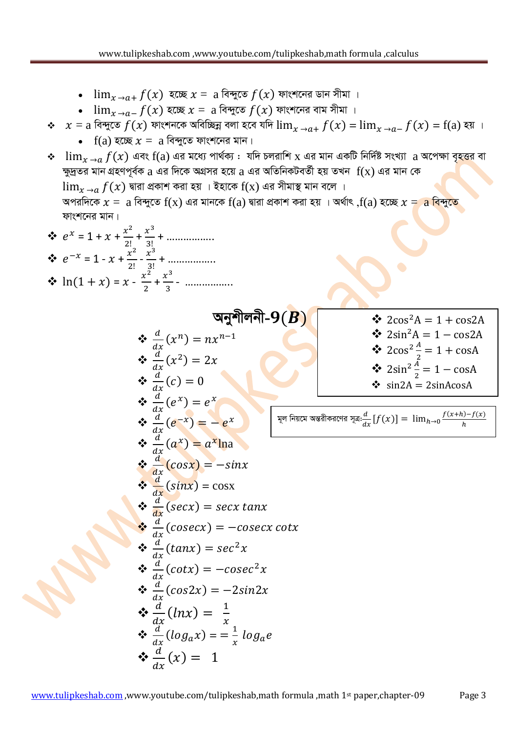- $\lim_{x \to a+} f(x)$ হচ্ছে $x =$ a বিন্দুতে $f(x)$ ফাংশনের ডান সীমা ।
- $\lim_{x \to a-} f(x)$ হচ্ছে $x =$ a বিন্দুতে $f(x)$ ফাংশনের বাম সীমা ।

❖ $x =$ a বিন্দুতে $f(x)$ ফাংশনকে অবিচ্ছিন্ন বলা হবে যদি $\lim_{x \to a+} f(x) = \lim_{x \to a-} f(x) = f(a)$ হয় ।

- f(a) হচ্ছে $x =$ a বিন্দুতে ফাংশনের মান।

❖ $\lim_{x \to a} f(x)$ এবং f(a) এর মধ্যে পার্থক্য : যদি চলরাশি x এর মান একটি নির্দিষ্ট সংখ্যা a অপেক্ষা বৃহত্তর বা ক্ষুদ্রতর মান গ্রহণপূর্বক a এর দিকে অগ্রসর হয়ে a এর অতিনিকটবর্তী হয় তখন f(x) এর মান কে $\lim_{x \to a} f(x)$ দ্বারা প্রকাশ করা হয় । ইহাকে f(x) এর সীমাস্থ মান বলে ।
অপরদিকে $x =$ a বিন্দুতে f(x) এর মানকে f(a) দ্বারা প্রকাশ করা হয় । অর্থাৎ ,f(a) হচ্ছে $x =$ a বিন্দুতে ফাংশনের মান।

❖ $e^x = 1 + x + \frac{x^2}{2!} + \frac{x^3}{3!} + \ldots\ldots\ldots\ldots\ldots\ldots$

❖ $e^{-x} = 1 - x + \frac{x^2}{2!} - \frac{x^3}{3!} + \ldots\ldots\ldots\ldots\ldots\ldots$

❖ $\ln(1+x) = x - \frac{x^2}{2} + \frac{x^3}{3} - \ldots\ldots\ldots\ldots\ldots\ldots$

## অনুশীলনী-9($B$)

❖ $2\cos^2 A = 1 + \cos 2A$
❖ $2\sin^2 A = 1 - \cos 2A$
❖ $2\cos^2 \frac{A}{2} = 1 + \cos A$
❖ $2\sin^2 \frac{A}{2} = 1 - \cos A$
❖ $\sin 2A = 2\sin A\cos A$

মূল নিয়মে অন্তরীকরণের সূত্রঃ $\frac{d}{dx}[f(x)] = \lim_{h \to 0} \frac{f(x+h)-f(x)}{h}$

❖ $\frac{d}{dx}(x^n) = nx^{n-1}$
❖ $\frac{d}{dx}(x^2) = 2x$
❖ $\frac{d}{dx}(c) = 0$
❖ $\frac{d}{dx}(e^x) = e^x$
❖ $\frac{d}{dx}(e^{-x}) = -e^x$
❖ $\frac{d}{dx}(a^x) = a^x \ln a$
❖ $\frac{d}{dx}(\cos x) = -\sin x$
❖ $\frac{d}{dx}(\sin x) = \cos x$
❖ $\frac{d}{dx}(\sec x) = \sec x \tan x$
❖ $\frac{d}{dx}(\operatorname{cosec} x) = -\operatorname{cosec} x \cot x$
❖ $\frac{d}{dx}(\tan x) = \sec^2 x$
❖ $\frac{d}{dx}(\cot x) = -\operatorname{cosec}^2 x$
❖ $\frac{d}{dx}(\cos 2x) = -2\sin 2x$
❖ $\frac{d}{dx}(\ln x) = \frac{1}{x}$
❖ $\frac{d}{dx}(\log_a x) = = \frac{1}{x} \log_a e$
❖ $\frac{d}{dx}(x) = 1$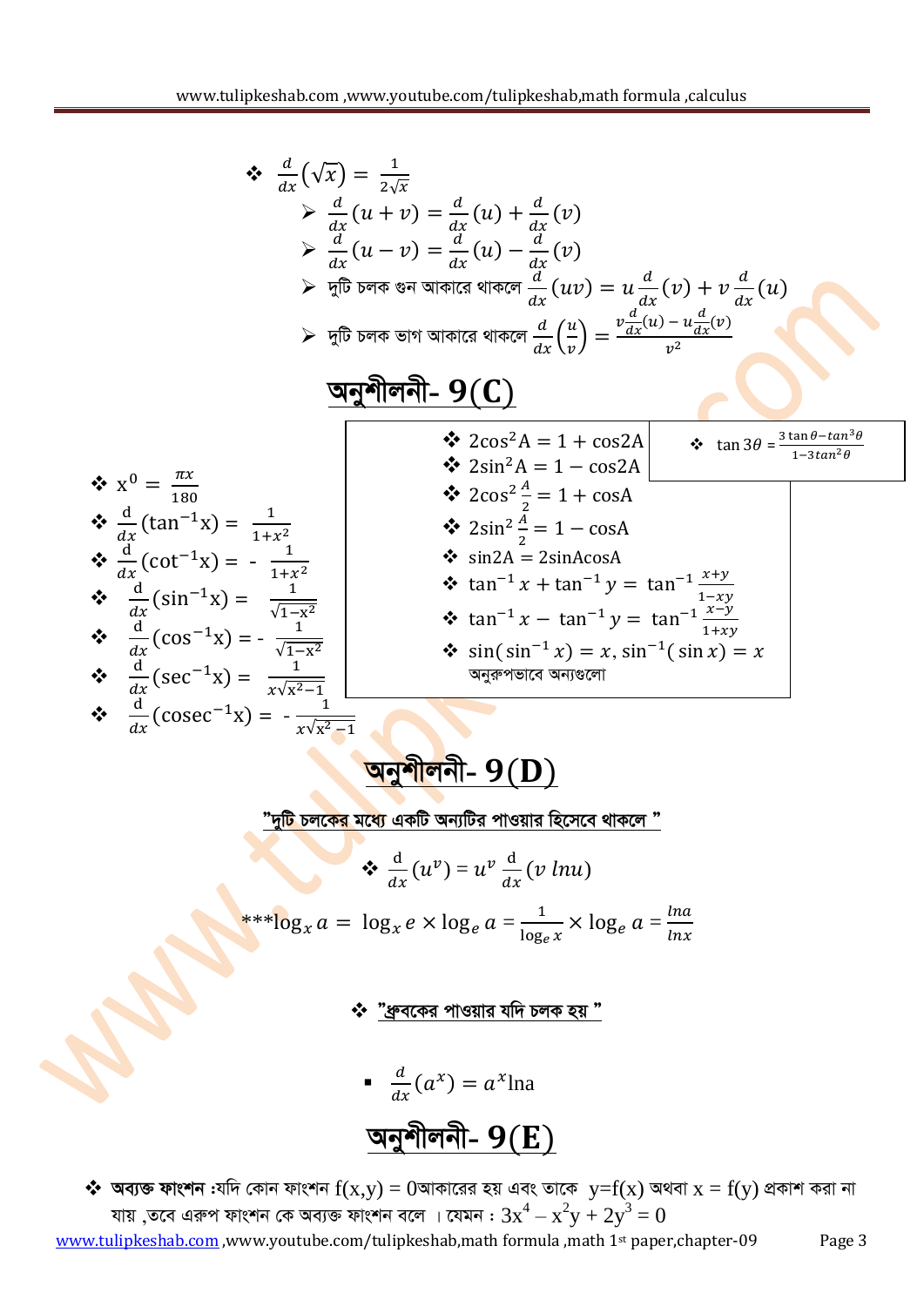- $\frac{d}{dx}(\sqrt{x}) = \frac{1}{2\sqrt{x}}$
  - $\frac{d}{dx}(u+v) = \frac{d}{dx}(u) + \frac{d}{dx}(v)$
  - $\frac{d}{dx}(u-v) = \frac{d}{dx}(u) - \frac{d}{dx}(v)$
  - দুটি চলক গুন আকারে থাকলে $\frac{d}{dx}(uv) = u\frac{d}{dx}(v) + v\frac{d}{dx}(u)$
  - দুটি চলক ভাগ আকারে থাকলে $\frac{d}{dx}\left(\frac{u}{v}\right) = \frac{v\frac{d}{dx}(u) - u\frac{d}{dx}(v)}{v^2}$

## অনুশীলনী- 9(C)

- $x^0 = \frac{\pi x}{180}$
- $\frac{d}{dx}(\tan^{-1}x) = \frac{1}{1+x^2}$
- $\frac{d}{dx}(\cot^{-1}x) = -\frac{1}{1+x^2}$
- $\frac{d}{dx}(\sin^{-1}x) = \frac{1}{\sqrt{1-x^2}}$
- $\frac{d}{dx}(\cos^{-1}x) = -\frac{1}{\sqrt{1-x^2}}$
- $\frac{d}{dx}(\sec^{-1}x) = \frac{1}{x\sqrt{x^2-1}}$
- $\frac{d}{dx}(\operatorname{cosec}^{-1}x) = -\frac{1}{x\sqrt{x^2-1}}$

- $2\cos^2 A = 1 + \cos 2A$
- $2\sin^2 A = 1 - \cos 2A$
- $2\cos^2\frac{A}{2} = 1 + \cos A$
- $2\sin^2\frac{A}{2} = 1 - \cos A$
- $\sin 2A = 2\sin A\cos A$
- $\tan^{-1}x + \tan^{-1}y = \tan^{-1}\frac{x+y}{1-xy}$
- $\tan^{-1}x - \tan^{-1}y = \tan^{-1}\frac{x-y}{1+xy}$
- $\sin(\sin^{-1}x) = x, \sin^{-1}(\sin x) = x$
  অনুরুপভাবে অন্যগুলো

- $\tan 3\theta = \frac{3\tan\theta - \tan^3\theta}{1-3\tan^2\theta}$

## অনুশীলনী- 9(D)

**"দুটি চলকের মধ্যে একটি অন্যটির পাওয়ার হিসেবে থাকলে "**

- $\frac{d}{dx}(u^v) = u^v\frac{d}{dx}(v\ lnu)$

***$\log_x a = \log_x e \times \log_e a = \frac{1}{\log_e x} \times \log_e a = \frac{lna}{lnx}$

- **"ধ্রুবকের পাওয়ার যদি চলক হয় "**

  - $\frac{d}{dx}(a^x) = a^x \ln a$

## অনুশীলনী- 9(E)

- **অব্যক্ত ফাংশন :** যদি কোন ফাংশন $f(x,y) = 0$আকারের হয় এবং তাকে $y=f(x)$ অথবা $x = f(y)$ প্রকাশ করা না যায় ,তবে এরুপ ফাংশন কে অব্যক্ত ফাংশন বলে । যেমন : $3x^4 - x^2y + 2y^3 = 0$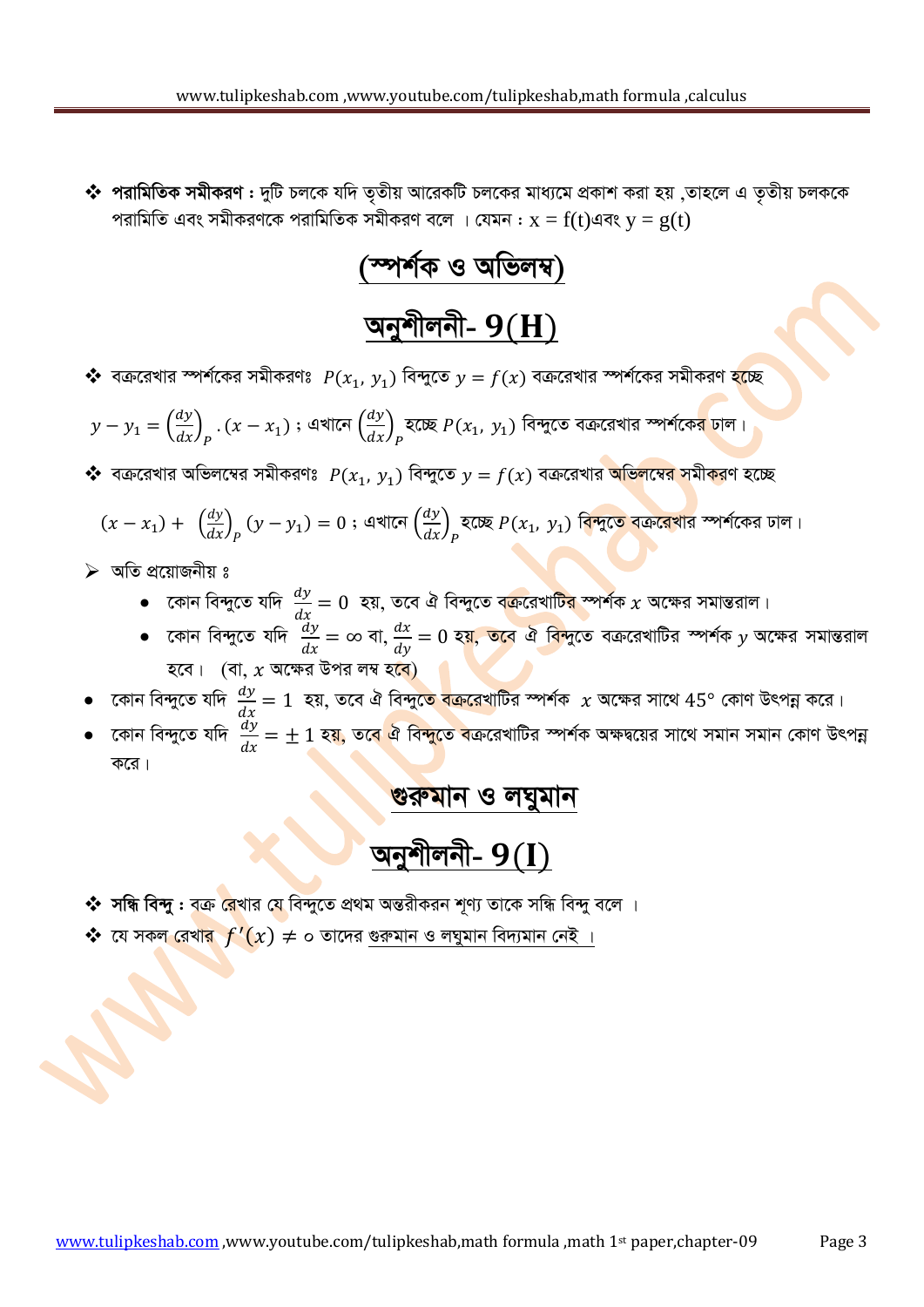❖ **পরামিতিক সমীকরণ :** দুটি চলকে যদি তৃতীয় আরেকটি চলকের মাধ্যমে প্রকাশ করা হয় ,তাহলে এ তৃতীয় চলককে পরামিতি এবং সমীকরণকে পরামিতিক সমীকরণ বলে । যেমন : $x = f(t)$এবং $y = g(t)$

# (স্পর্শক ও অভিলম্ব)

## অনুশীলনী- 9(H)

❖ বক্ররেখার স্পর্শকের সমীকরণঃ $P(x_1, y_1)$ বিন্দুতে $y = f(x)$ বক্ররেখার স্পর্শকের সমীকরণ হচ্ছে

$y - y_1 = \left(\frac{dy}{dx}\right)_P . (x - x_1)$ ; এখানে $\left(\frac{dy}{dx}\right)_P$ হচ্ছে $P(x_1, y_1)$ বিন্দুতে বক্ররেখার স্পর্শকের ঢাল।

❖ বক্ররেখার অভিলম্বের সমীকরণঃ $P(x_1, y_1)$ বিন্দুতে $y = f(x)$ বক্ররেখার অভিলম্বের সমীকরণ হচ্ছে

$(x - x_1) + \left(\frac{dy}{dx}\right)_P (y - y_1) = 0$ ; এখানে $\left(\frac{dy}{dx}\right)_P$ হচ্ছে $P(x_1, y_1)$ বিন্দুতে বক্ররেখার স্পর্শকের ঢাল।

➤ অতি প্রয়োজনীয় ঃ

- কোন বিন্দুতে যদি $\frac{dy}{dx} = 0$ হয়, তবে ঐ বিন্দুতে বক্ররেখাটির স্পর্শক $x$ অক্ষের সমান্তরাল।
- কোন বিন্দুতে যদি $\frac{dy}{dx} = \infty$ বা, $\frac{dx}{dy} = 0$ হয়, তবে ঐ বিন্দুতে বক্ররেখাটির স্পর্শক $y$ অক্ষের সমান্তরাল হবে। (বা, $x$ অক্ষের উপর লম্ব হবে)

- কোন বিন্দুতে যদি $\frac{dy}{dx} = 1$ হয়, তবে ঐ বিন্দুতে বক্ররেখাটির স্পর্শক $x$ অক্ষের সাথে $45°$ কোণ উৎপন্ন করে।
- কোন বিন্দুতে যদি $\frac{dy}{dx} = \pm 1$ হয়, তবে ঐ বিন্দুতে বক্ররেখাটির স্পর্শক অক্ষদ্বয়ের সাথে সমান সমান কোণ উৎপন্ন করে।

# গুরুমান ও লঘুমান

## অনুশীলনী- 9(I)

❖ **সন্ধি বিন্দু :** বক্র রেখার যে বিন্দুতে প্রথম অন্তরীকরন শূণ্য তাকে সন্ধি বিন্দু বলে ।

❖ যে সকল রেখার $f'(x) \neq ০$ তাদের গুরুমান ও লঘুমান বিদ্যমান নেই ।